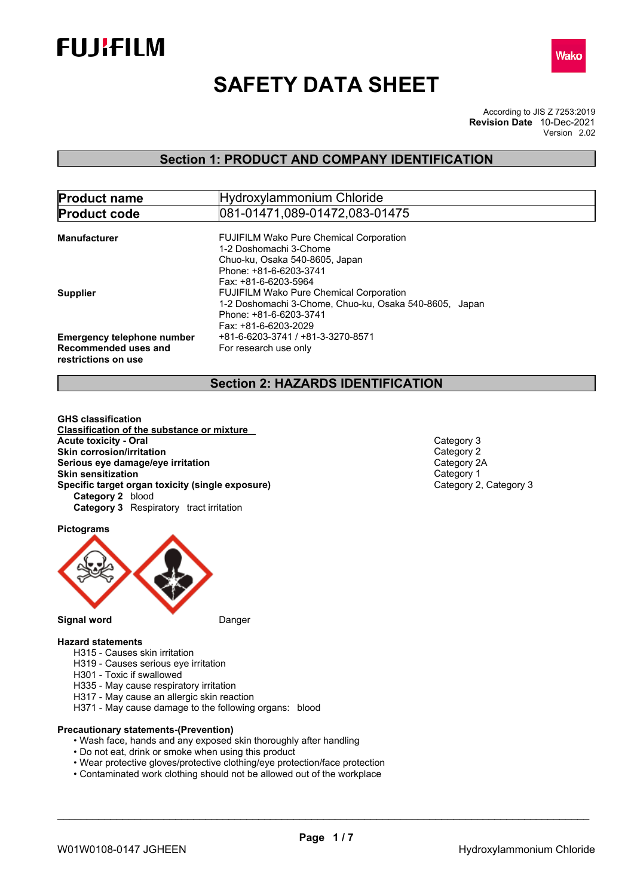FUJIFILM

Wako

# SAFETY DATA SHEET

According to JIS Z 7253:2019
**Revision Date** 10-Dec-2021
Version 2.02

## Section 1: PRODUCT AND COMPANY IDENTIFICATION

| **Product name** | Hydroxylammonium Chloride |
|---|---|
| **Product code** | 081-01471,089-01472,083-01475 |

**Manufacturer**
FUJIFILM Wako Pure Chemical Corporation
1-2 Doshomachi 3-Chome
Chuo-ku, Osaka 540-8605, Japan
Phone: +81-6-6203-3741
Fax: +81-6-6203-5964

**Supplier**
FUJIFILM Wako Pure Chemical Corporation
1-2 Doshomachi 3-Chome, Chuo-ku, Osaka 540-8605, Japan
Phone: +81-6-6203-3741
Fax: +81-6-6203-2029

**Emergency telephone number** +81-6-6203-3741 / +81-3-3270-8571

**Recommended uses and restrictions on use** For research use only

## Section 2: HAZARDS IDENTIFICATION

**GHS classification**

**Classification of the substance or mixture**

| | |
|---|---|
| **Acute toxicity - Oral** | Category 3 |
| **Skin corrosion/irritation** | Category 2 |
| **Serious eye damage/eye irritation** | Category 2A |
| **Skin sensitization** | Category 1 |
| **Specific target organ toxicity (single exposure)** | Category 2, Category 3 |

**Category 2** blood
**Category 3** Respiratory tract irritation

**Pictograms**

**Signal word** Danger

**Hazard statements**

H315 - Causes skin irritation
H319 - Causes serious eye irritation
H301 - Toxic if swallowed
H335 - May cause respiratory irritation
H317 - May cause an allergic skin reaction
H371 - May cause damage to the following organs: blood

**Precautionary statements-(Prevention)**

- Wash face, hands and any exposed skin thoroughly after handling
- Do not eat, drink or smoke when using this product
- Wear protective gloves/protective clothing/eye protection/face protection
- Contaminated work clothing should not be allowed out of the workplace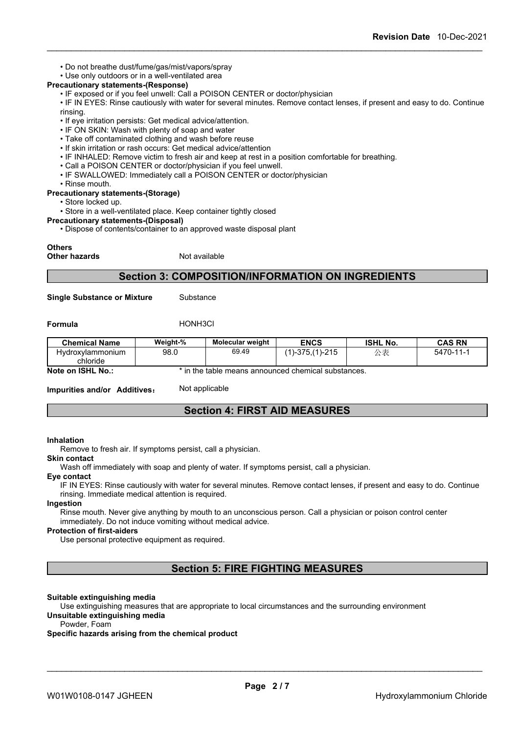- Do not breathe dust/fume/gas/mist/vapors/spray
- Use only outdoors or in a well-ventilated area

**Precautionary statements-(Response)**

- IF exposed or if you feel unwell: Call a POISON CENTER or doctor/physician
- IF IN EYES: Rinse cautiously with water for several minutes. Remove contact lenses, if present and easy to do. Continue rinsing.
- If eye irritation persists: Get medical advice/attention.
- IF ON SKIN: Wash with plenty of soap and water
- Take off contaminated clothing and wash before reuse
- If skin irritation or rash occurs: Get medical advice/attention
- IF INHALED: Remove victim to fresh air and keep at rest in a position comfortable for breathing.
- Call a POISON CENTER or doctor/physician if you feel unwell.
- IF SWALLOWED: Immediately call a POISON CENTER or doctor/physician
- Rinse mouth.

**Precautionary statements-(Storage)**

- Store locked up.
- Store in a well-ventilated place. Keep container tightly closed

**Precautionary statements-(Disposal)**

- Dispose of contents/container to an approved waste disposal plant

**Others**

**Other hazards** Not available

## Section 3: COMPOSITION/INFORMATION ON INGREDIENTS

**Single Substance or Mixture** Substance

**Formula** HONH3Cl

| Chemical Name | Weight-% | Molecular weight | ENCS | ISHL No. | CAS RN |
|---|---|---|---|---|---|
| Hydroxylammonium chloride | 98.0 | 69.49 | (1)-375,(1)-215 | 公表 | 5470-11-1 |

**Note on ISHL No.:** * in the table means announced chemical substances.

**Impurities and/or Additives：** Not applicable

## Section 4: FIRST AID MEASURES

**Inhalation**

Remove to fresh air. If symptoms persist, call a physician.

**Skin contact**

Wash off immediately with soap and plenty of water. If symptoms persist, call a physician.

**Eye contact**

IF IN EYES: Rinse cautiously with water for several minutes. Remove contact lenses, if present and easy to do. Continue rinsing. Immediate medical attention is required.

**Ingestion**

Rinse mouth. Never give anything by mouth to an unconscious person. Call a physician or poison control center immediately. Do not induce vomiting without medical advice.

**Protection of first-aiders**

Use personal protective equipment as required.

## Section 5: FIRE FIGHTING MEASURES

**Suitable extinguishing media**

Use extinguishing measures that are appropriate to local circumstances and the surrounding environment

**Unsuitable extinguishing media**

Powder, Foam

**Specific hazards arising from the chemical product**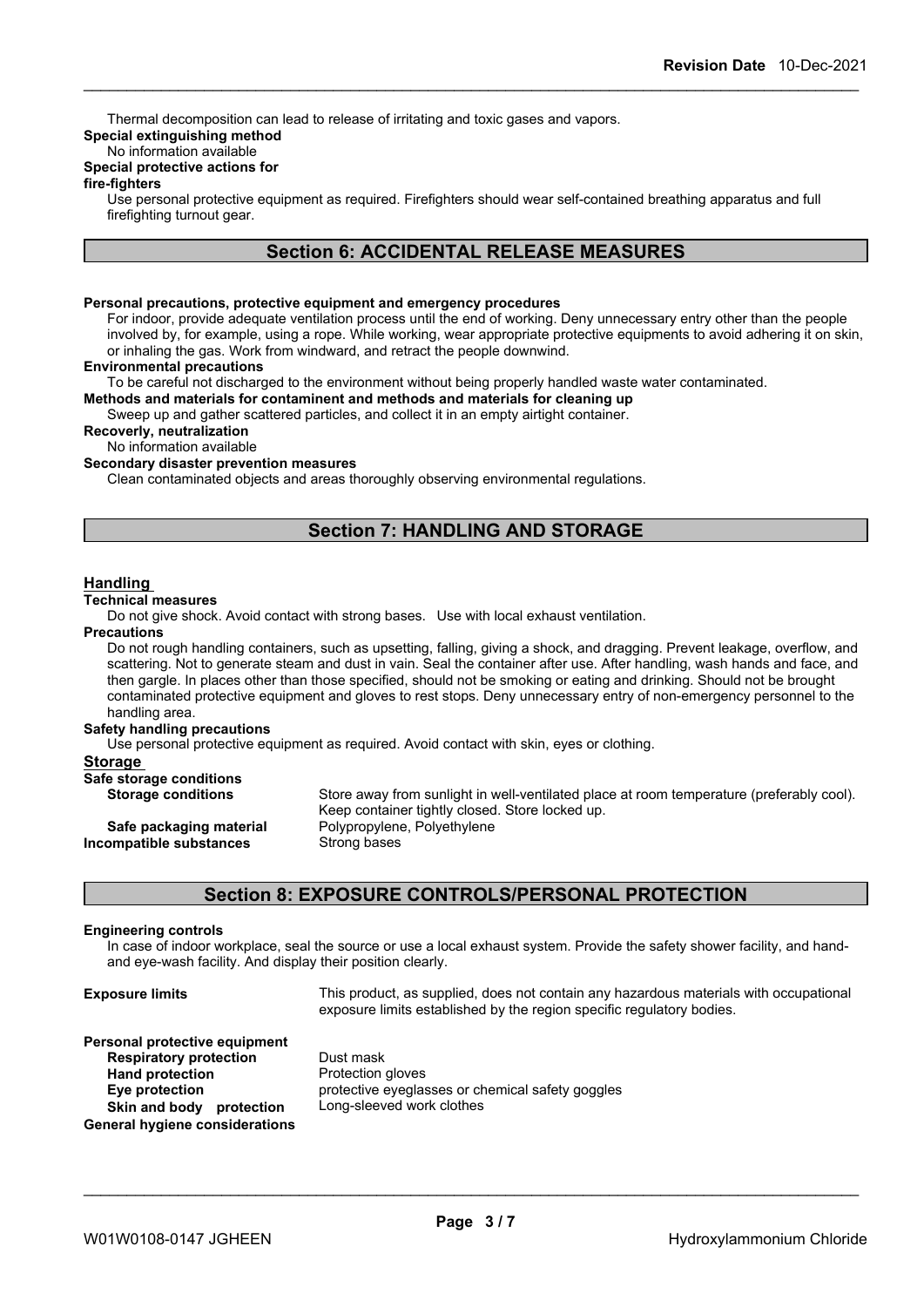Thermal decomposition can lead to release of irritating and toxic gases and vapors.

**Special extinguishing method**

No information available

**Special protective actions for fire-fighters**

Use personal protective equipment as required. Firefighters should wear self-contained breathing apparatus and full firefighting turnout gear.

## Section 6: ACCIDENTAL RELEASE MEASURES

**Personal precautions, protective equipment and emergency procedures**

For indoor, provide adequate ventilation process until the end of working. Deny unnecessary entry other than the people involved by, for example, using a rope. While working, wear appropriate protective equipments to avoid adhering it on skin, or inhaling the gas. Work from windward, and retract the people downwind.

**Environmental precautions**

To be careful not discharged to the environment without being properly handled waste water contaminated.

**Methods and materials for contaminent and methods and materials for cleaning up**

Sweep up and gather scattered particles, and collect it in an empty airtight container.

**Recoverly, neutralization**

No information available

**Secondary disaster prevention measures**

Clean contaminated objects and areas thoroughly observing environmental regulations.

## Section 7: HANDLING AND STORAGE

### Handling

**Technical measures**

Do not give shock. Avoid contact with strong bases. Use with local exhaust ventilation.

**Precautions**

Do not rough handling containers, such as upsetting, falling, giving a shock, and dragging. Prevent leakage, overflow, and scattering. Not to generate steam and dust in vain. Seal the container after use. After handling, wash hands and face, and then gargle. In places other than those specified, should not be smoking or eating and drinking. Should not be brought contaminated protective equipment and gloves to rest stops. Deny unnecessary entry of non-emergency personnel to the handling area.

**Safety handling precautions**

Use personal protective equipment as required. Avoid contact with skin, eyes or clothing.

### Storage

**Safe storage conditions**

**Storage conditions** Store away from sunlight in well-ventilated place at room temperature (preferably cool). Keep container tightly closed. Store locked up.

**Safe packaging material** Polypropylene, Polyethylene

**Incompatible substances** Strong bases

## Section 8: EXPOSURE CONTROLS/PERSONAL PROTECTION

**Engineering controls**

In case of indoor workplace, seal the source or use a local exhaust system. Provide the safety shower facility, and hand- and eye-wash facility. And display their position clearly.

**Exposure limits** This product, as supplied, does not contain any hazardous materials with occupational exposure limits established by the region specific regulatory bodies.

**Personal protective equipment**

- **Respiratory protection** Dust mask
- **Hand protection** Protection gloves
- **Eye protection** protective eyeglasses or chemical safety goggles
- **Skin and body protection** Long-sleeved work clothes

**General hygiene considerations**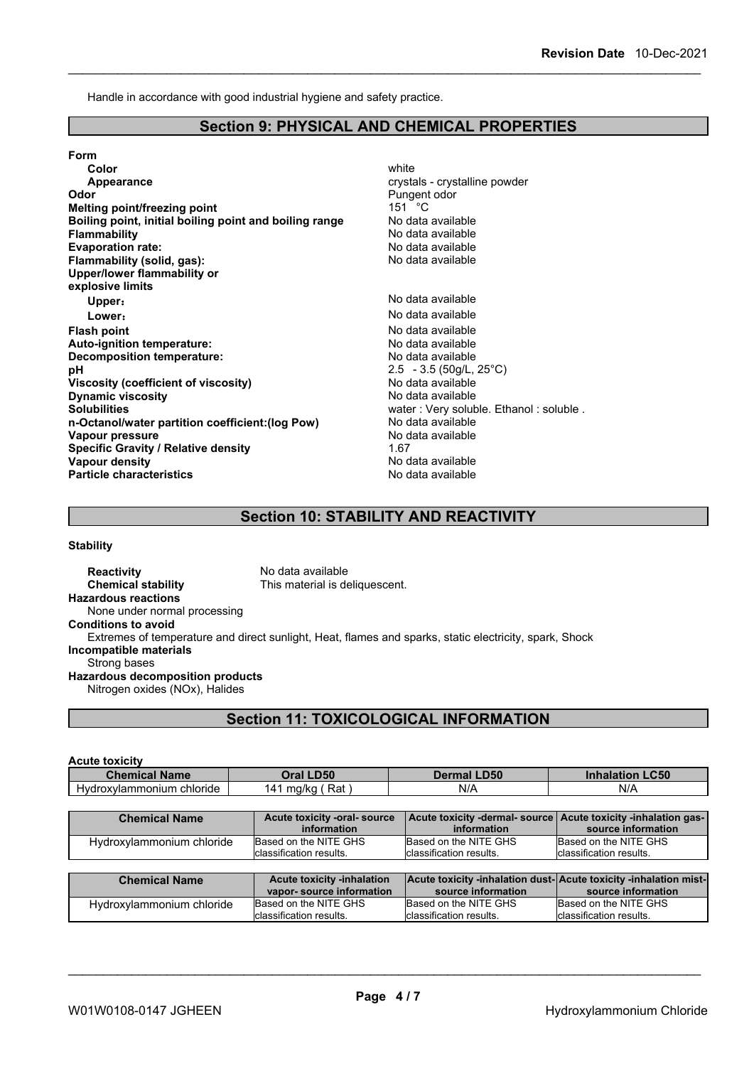Handle in accordance with good industrial hygiene and safety practice.

## Section 9: PHYSICAL AND CHEMICAL PROPERTIES

**Form**

| | |
|---|---|
| **Color** | white |
| **Appearance** | crystals - crystalline powder |
| **Odor** | Pungent odor |
| **Melting point/freezing point** | 151 °C |
| **Boiling point, initial boiling point and boiling range** | No data available |
| **Flammability** | No data available |
| **Evaporation rate:** | No data available |
| **Flammability (solid, gas):** | No data available |
| **Upper/lower flammability or explosive limits** | |
| **Upper:** | No data available |
| **Lower:** | No data available |
| **Flash point** | No data available |
| **Auto-ignition temperature:** | No data available |
| **Decomposition temperature:** | No data available |
| **pH** | 2.5 - 3.5 (50g/L, 25°C) |
| **Viscosity (coefficient of viscosity)** | No data available |
| **Dynamic viscosity** | No data available |
| **Solubilities** | water : Very soluble. Ethanol : soluble . |
| **n-Octanol/water partition coefficient:(log Pow)** | No data available |
| **Vapour pressure** | No data available |
| **Specific Gravity / Relative density** | 1.67 |
| **Vapour density** | No data available |
| **Particle characteristics** | No data available |

## Section 10: STABILITY AND REACTIVITY

**Stability**

**Reactivity** No data available
**Chemical stability** This material is deliquescent.

**Hazardous reactions**
None under normal processing

**Conditions to avoid**
Extremes of temperature and direct sunlight, Heat, flames and sparks, static electricity, spark, Shock

**Incompatible materials**
Strong bases

**Hazardous decomposition products**
Nitrogen oxides (NOx), Halides

## Section 11: TOXICOLOGICAL INFORMATION

**Acute toxicity**

| Chemical Name | Oral LD50 | Dermal LD50 | Inhalation LC50 |
|---|---|---|---|
| Hydroxylammonium chloride | 141 mg/kg ( Rat ) | N/A | N/A |

| Chemical Name | Acute toxicity -oral- source information | Acute toxicity -dermal- source information | Acute toxicity -inhalation gas- source information |
|---|---|---|---|
| Hydroxylammonium chloride | Based on the NITE GHS classification results. | Based on the NITE GHS classification results. | Based on the NITE GHS classification results. |

| Chemical Name | Acute toxicity -inhalation vapor- source information | Acute toxicity -inhalation dust- source information | Acute toxicity -inhalation mist- source information |
|---|---|---|---|
| Hydroxylammonium chloride | Based on the NITE GHS classification results. | Based on the NITE GHS classification results. | Based on the NITE GHS classification results. |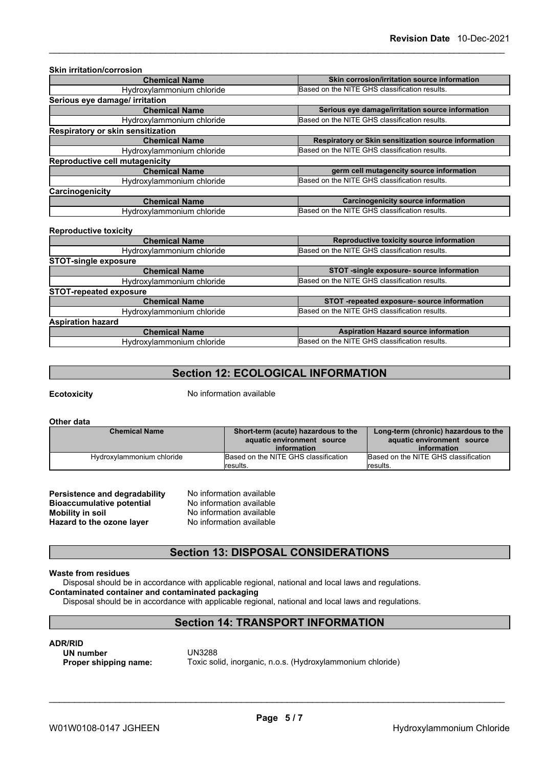**Skin irritation/corrosion**

| Chemical Name | Skin corrosion/irritation source information |
|---|---|
| Hydroxylammonium chloride | Based on the NITE GHS classification results. |

**Serious eye damage/ irritation**

| Chemical Name | Serious eye damage/irritation source information |
|---|---|
| Hydroxylammonium chloride | Based on the NITE GHS classification results. |

**Respiratory or skin sensitization**

| Chemical Name | Respiratory or Skin sensitization source information |
|---|---|
| Hydroxylammonium chloride | Based on the NITE GHS classification results. |

**Reproductive cell mutagenicity**

| Chemical Name | germ cell mutagencity source information |
|---|---|
| Hydroxylammonium chloride | Based on the NITE GHS classification results. |

**Carcinogenicity**

| Chemical Name | Carcinogenicity source information |
|---|---|
| Hydroxylammonium chloride | Based on the NITE GHS classification results. |

**Reproductive toxicity**

| Chemical Name | Reproductive toxicity source information |
|---|---|
| Hydroxylammonium chloride | Based on the NITE GHS classification results. |

**STOT-single exposure**

| Chemical Name | STOT -single exposure- source information |
|---|---|
| Hydroxylammonium chloride | Based on the NITE GHS classification results. |

**STOT-repeated exposure**

| Chemical Name | STOT -repeated exposure- source information |
|---|---|
| Hydroxylammonium chloride | Based on the NITE GHS classification results. |

**Aspiration hazard**

| Chemical Name | Aspiration Hazard source information |
|---|---|
| Hydroxylammonium chloride | Based on the NITE GHS classification results. |

## Section 12: ECOLOGICAL INFORMATION

**Ecotoxicity** No information available

**Other data**

| Chemical Name | Short-term (acute) hazardous to the aquatic environment source information | Long-term (chronic) hazardous to the aquatic environment source information |
|---|---|---|
| Hydroxylammonium chloride | Based on the NITE GHS classification results. | Based on the NITE GHS classification results. |

**Persistence and degradability** No information available
**Bioaccumulative potential** No information available
**Mobility in soil** No information available
**Hazard to the ozone layer** No information available

## Section 13: DISPOSAL CONSIDERATIONS

**Waste from residues**
Disposal should be in accordance with applicable regional, national and local laws and regulations.
**Contaminated container and contaminated packaging**
Disposal should be in accordance with applicable regional, national and local laws and regulations.

## Section 14: TRANSPORT INFORMATION

**ADR/RID**
**UN number** UN3288
**Proper shipping name:** Toxic solid, inorganic, n.o.s. (Hydroxylammonium chloride)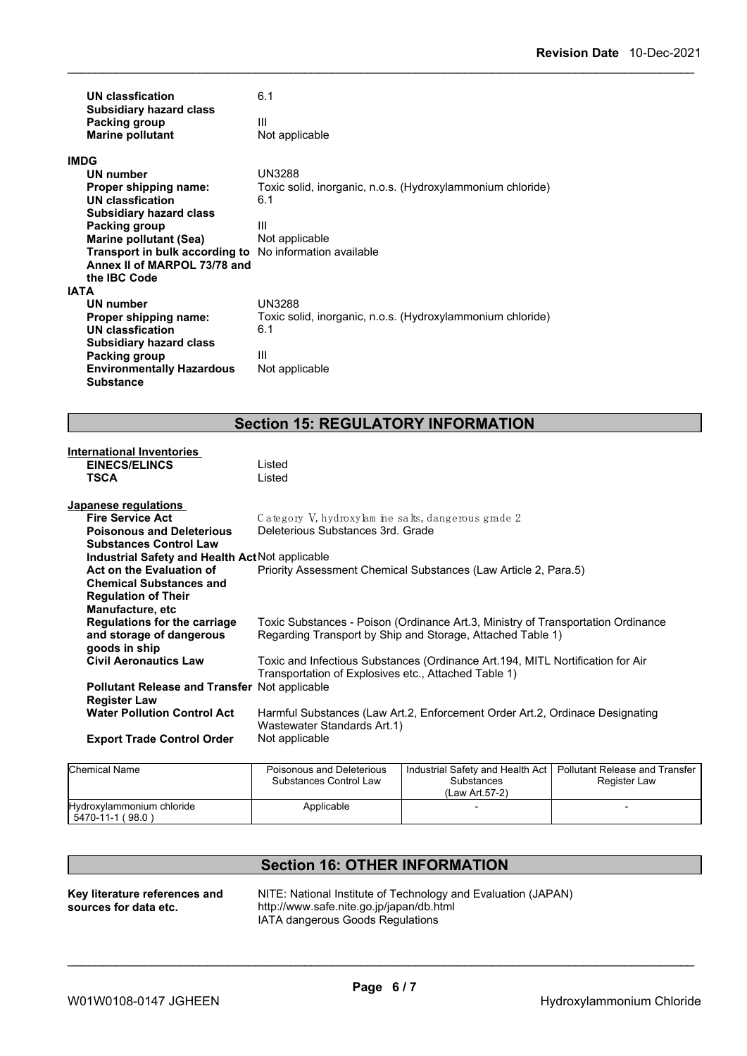**UN classfication** 6.1
**Subsidiary hazard class**
**Packing group** III
**Marine pollutant** Not applicable

**IMDG**

- **UN number** UN3288
- **Proper shipping name:** Toxic solid, inorganic, n.o.s. (Hydroxylammonium chloride)
- **UN classfication** 6.1
- **Subsidiary hazard class**
- **Packing group** III
- **Marine pollutant (Sea)** Not applicable
- **Transport in bulk according to Annex II of MARPOL 73/78 and the IBC Code** No information available

**IATA**

- **UN number** UN3288
- **Proper shipping name:** Toxic solid, inorganic, n.o.s. (Hydroxylammonium chloride)
- **UN classfication** 6.1
- **Subsidiary hazard class**
- **Packing group** III
- **Environmentally Hazardous Substance** Not applicable

## Section 15: REGULATORY INFORMATION

**International Inventories**

- **EINECS/ELINCS** Listed
- **TSCA** Listed

**Japanese regulations**

- **Fire Service Act** Category V, hydroxylamine salts, dangerous grade 2
- **Poisonous and Deleterious Substances Control Law** Deleterious Substances 3rd. Grade
- **Industrial Safety and Health Act** Not applicable
- **Act on the Evaluation of Chemical Substances and Regulation of Their Manufacture, etc** Priority Assessment Chemical Substances (Law Article 2, Para.5)
- **Regulations for the carriage and storage of dangerous goods in ship** Toxic Substances - Poison (Ordinance Art.3, Ministry of Transportation Ordinance Regarding Transport by Ship and Storage, Attached Table 1)
- **Civil Aeronautics Law** Toxic and Infectious Substances (Ordinance Art.194, MITL Nortification for Air Transportation of Explosives etc., Attached Table 1)
- **Pollutant Release and Transfer Register Law** Not applicable
- **Water Pollution Control Act** Harmful Substances (Law Art.2, Enforcement Order Art.2, Ordinace Designating Wastewater Standards Art.1)
- **Export Trade Control Order** Not applicable

| Chemical Name | Poisonous and Deleterious Substances Control Law | Industrial Safety and Health Act Substances (Law Art.57-2) | Pollutant Release and Transfer Register Law |
|---|---|---|---|
| Hydroxylammonium chloride 5470-11-1 ( 98.0 ) | Applicable | - | - |

## Section 16: OTHER INFORMATION

**Key literature references and sources for data etc.**

NITE: National Institute of Technology and Evaluation (JAPAN)
http://www.safe.nite.go.jp/japan/db.html
IATA dangerous Goods Regulations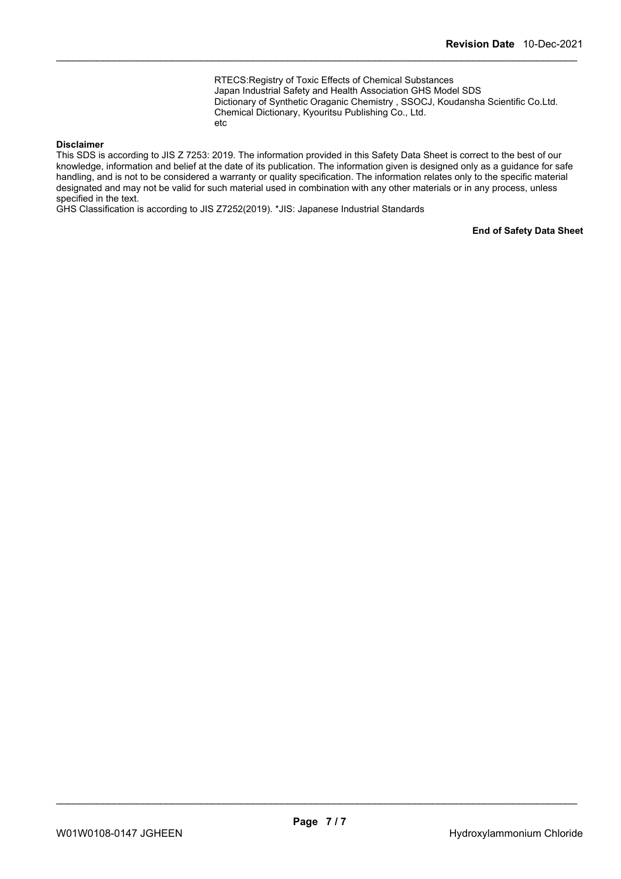RTECS:Registry of Toxic Effects of Chemical Substances
Japan Industrial Safety and Health Association GHS Model SDS
Dictionary of Synthetic Oraganic Chemistry , SSOCJ, Koudansha Scientific Co.Ltd.
Chemical Dictionary, Kyouritsu Publishing Co., Ltd.
etc

**Disclaimer**

This SDS is according to JIS Z 7253: 2019. The information provided in this Safety Data Sheet is correct to the best of our knowledge, information and belief at the date of its publication. The information given is designed only as a guidance for safe handling, and is not to be considered a warranty or quality specification. The information relates only to the specific material designated and may not be valid for such material used in combination with any other materials or in any process, unless specified in the text.

GHS Classification is according to JIS Z7252(2019). *JIS: Japanese Industrial Standards

**End of Safety Data Sheet**